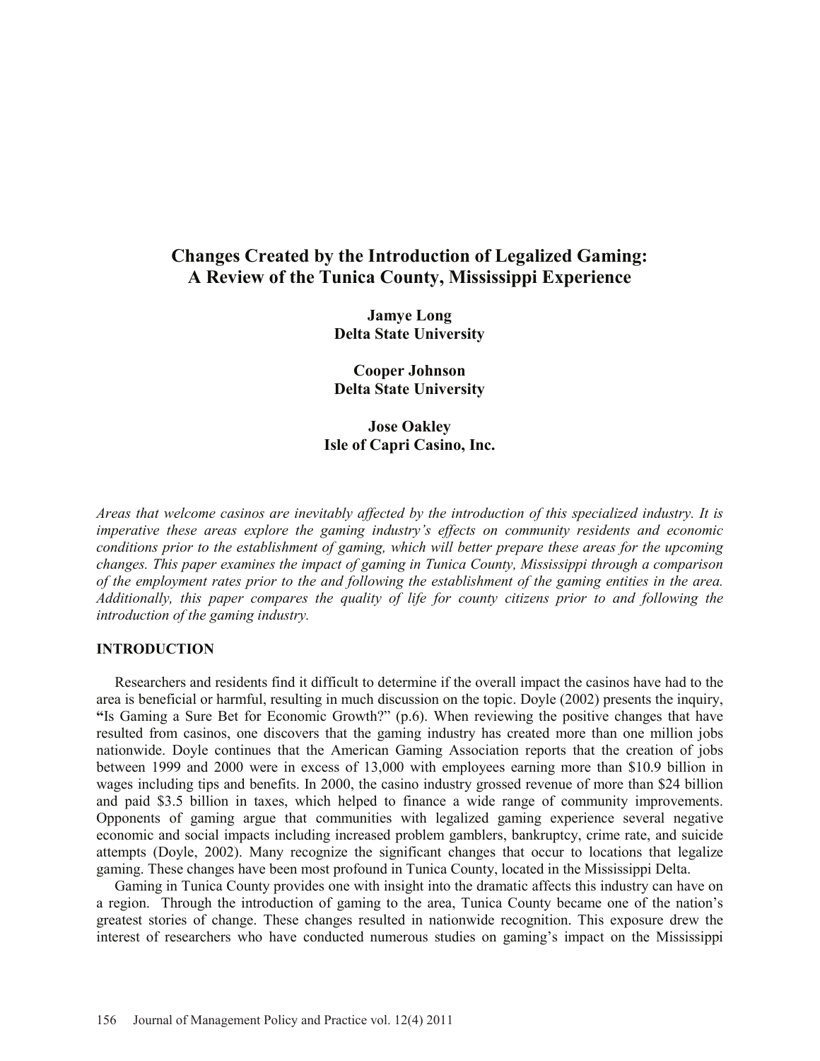# Changes Created by the Introduction of Legalized Gaming: A Review of the Tunica County, Mississippi Experience

**Jamye Long**
**Delta State University**

**Cooper Johnson**
**Delta State University**

**Jose Oakley**
**Isle of Capri Casino, Inc.**

*Areas that welcome casinos are inevitably affected by the introduction of this specialized industry. It is imperative these areas explore the gaming industry's effects on community residents and economic conditions prior to the establishment of gaming, which will better prepare these areas for the upcoming changes. This paper examines the impact of gaming in Tunica County, Mississippi through a comparison of the employment rates prior to the and following the establishment of the gaming entities in the area. Additionally, this paper compares the quality of life for county citizens prior to and following the introduction of the gaming industry.*

## INTRODUCTION

Researchers and residents find it difficult to determine if the overall impact the casinos have had to the area is beneficial or harmful, resulting in much discussion on the topic. Doyle (2002) presents the inquiry, "Is Gaming a Sure Bet for Economic Growth?" (p.6). When reviewing the positive changes that have resulted from casinos, one discovers that the gaming industry has created more than one million jobs nationwide. Doyle continues that the American Gaming Association reports that the creation of jobs between 1999 and 2000 were in excess of 13,000 with employees earning more than $10.9 billion in wages including tips and benefits. In 2000, the casino industry grossed revenue of more than $24 billion and paid $3.5 billion in taxes, which helped to finance a wide range of community improvements. Opponents of gaming argue that communities with legalized gaming experience several negative economic and social impacts including increased problem gamblers, bankruptcy, crime rate, and suicide attempts (Doyle, 2002). Many recognize the significant changes that occur to locations that legalize gaming. These changes have been most profound in Tunica County, located in the Mississippi Delta.

Gaming in Tunica County provides one with insight into the dramatic affects this industry can have on a region. Through the introduction of gaming to the area, Tunica County became one of the nation's greatest stories of change. These changes resulted in nationwide recognition. This exposure drew the interest of researchers who have conducted numerous studies on gaming's impact on the Mississippi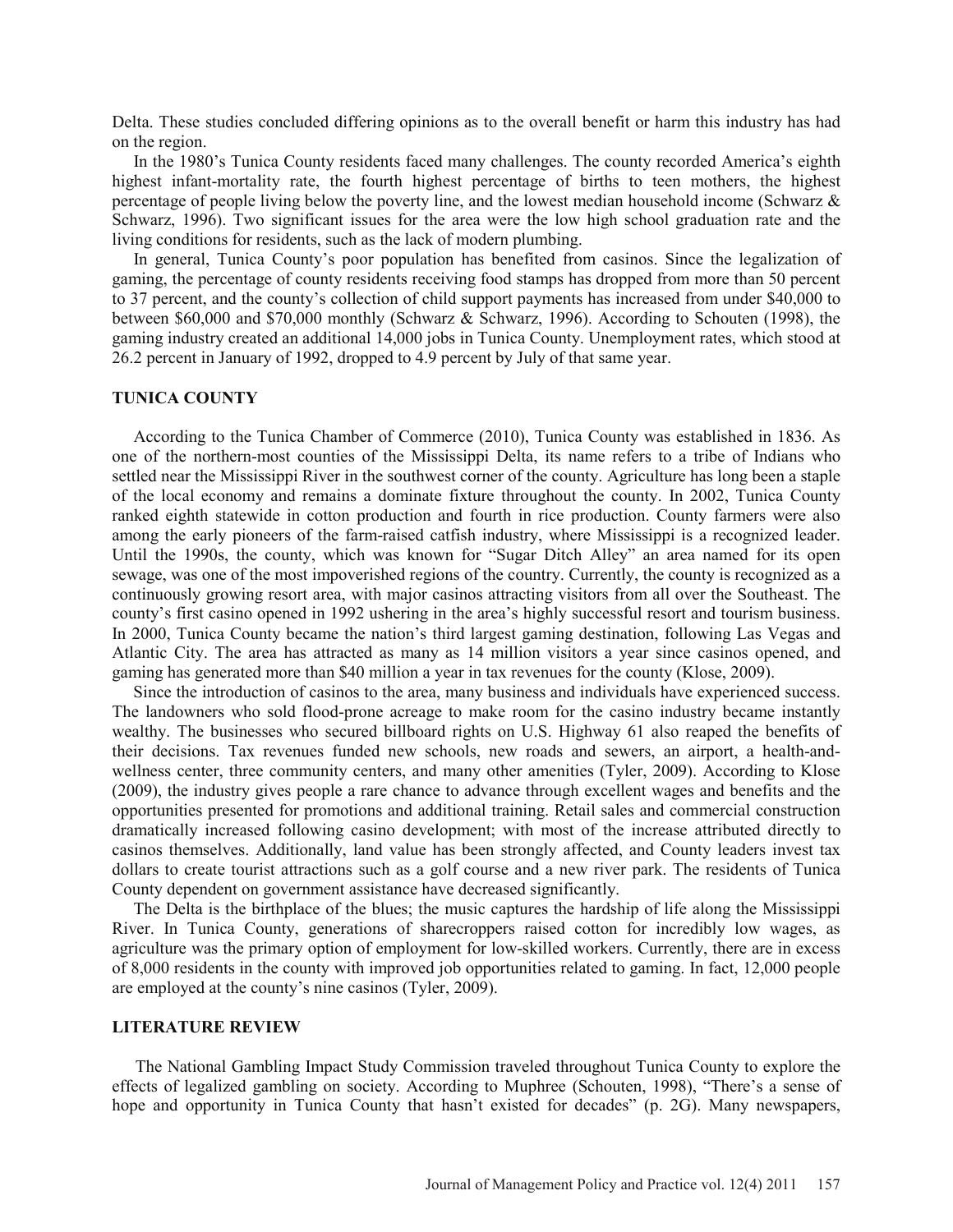Delta. These studies concluded differing opinions as to the overall benefit or harm this industry has had on the region.

In the 1980's Tunica County residents faced many challenges. The county recorded America's eighth highest infant-mortality rate, the fourth highest percentage of births to teen mothers, the highest percentage of people living below the poverty line, and the lowest median household income (Schwarz & Schwarz, 1996). Two significant issues for the area were the low high school graduation rate and the living conditions for residents, such as the lack of modern plumbing.

In general, Tunica County's poor population has benefited from casinos. Since the legalization of gaming, the percentage of county residents receiving food stamps has dropped from more than 50 percent to 37 percent, and the county's collection of child support payments has increased from under $40,000 to between $60,000 and $70,000 monthly (Schwarz & Schwarz, 1996). According to Schouten (1998), the gaming industry created an additional 14,000 jobs in Tunica County. Unemployment rates, which stood at 26.2 percent in January of 1992, dropped to 4.9 percent by July of that same year.

## TUNICA COUNTY

According to the Tunica Chamber of Commerce (2010), Tunica County was established in 1836. As one of the northern-most counties of the Mississippi Delta, its name refers to a tribe of Indians who settled near the Mississippi River in the southwest corner of the county. Agriculture has long been a staple of the local economy and remains a dominate fixture throughout the county. In 2002, Tunica County ranked eighth statewide in cotton production and fourth in rice production. County farmers were also among the early pioneers of the farm-raised catfish industry, where Mississippi is a recognized leader. Until the 1990s, the county, which was known for "Sugar Ditch Alley" an area named for its open sewage, was one of the most impoverished regions of the country. Currently, the county is recognized as a continuously growing resort area, with major casinos attracting visitors from all over the Southeast. The county's first casino opened in 1992 ushering in the area's highly successful resort and tourism business. In 2000, Tunica County became the nation's third largest gaming destination, following Las Vegas and Atlantic City. The area has attracted as many as 14 million visitors a year since casinos opened, and gaming has generated more than $40 million a year in tax revenues for the county (Klose, 2009).

Since the introduction of casinos to the area, many business and individuals have experienced success. The landowners who sold flood-prone acreage to make room for the casino industry became instantly wealthy. The businesses who secured billboard rights on U.S. Highway 61 also reaped the benefits of their decisions. Tax revenues funded new schools, new roads and sewers, an airport, a health-and-wellness center, three community centers, and many other amenities (Tyler, 2009). According to Klose (2009), the industry gives people a rare chance to advance through excellent wages and benefits and the opportunities presented for promotions and additional training. Retail sales and commercial construction dramatically increased following casino development; with most of the increase attributed directly to casinos themselves. Additionally, land value has been strongly affected, and County leaders invest tax dollars to create tourist attractions such as a golf course and a new river park. The residents of Tunica County dependent on government assistance have decreased significantly.

The Delta is the birthplace of the blues; the music captures the hardship of life along the Mississippi River. In Tunica County, generations of sharecroppers raised cotton for incredibly low wages, as agriculture was the primary option of employment for low-skilled workers. Currently, there are in excess of 8,000 residents in the county with improved job opportunities related to gaming. In fact, 12,000 people are employed at the county's nine casinos (Tyler, 2009).

## LITERATURE REVIEW

The National Gambling Impact Study Commission traveled throughout Tunica County to explore the effects of legalized gambling on society. According to Muphree (Schouten, 1998), "There's a sense of hope and opportunity in Tunica County that hasn't existed for decades" (p. 2G). Many newspapers,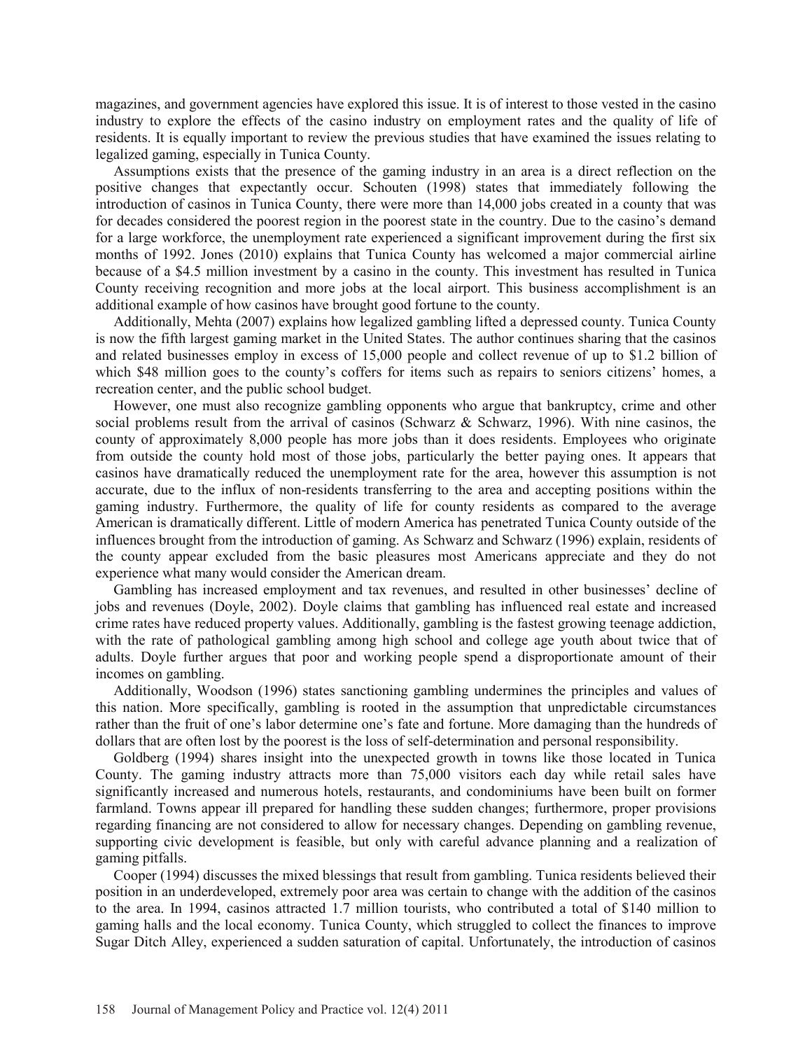magazines, and government agencies have explored this issue. It is of interest to those vested in the casino industry to explore the effects of the casino industry on employment rates and the quality of life of residents. It is equally important to review the previous studies that have examined the issues relating to legalized gaming, especially in Tunica County.

Assumptions exists that the presence of the gaming industry in an area is a direct reflection on the positive changes that expectantly occur. Schouten (1998) states that immediately following the introduction of casinos in Tunica County, there were more than 14,000 jobs created in a county that was for decades considered the poorest region in the poorest state in the country. Due to the casino's demand for a large workforce, the unemployment rate experienced a significant improvement during the first six months of 1992. Jones (2010) explains that Tunica County has welcomed a major commercial airline because of a $4.5 million investment by a casino in the county. This investment has resulted in Tunica County receiving recognition and more jobs at the local airport. This business accomplishment is an additional example of how casinos have brought good fortune to the county.

Additionally, Mehta (2007) explains how legalized gambling lifted a depressed county. Tunica County is now the fifth largest gaming market in the United States. The author continues sharing that the casinos and related businesses employ in excess of 15,000 people and collect revenue of up to $1.2 billion of which $48 million goes to the county's coffers for items such as repairs to seniors citizens' homes, a recreation center, and the public school budget.

However, one must also recognize gambling opponents who argue that bankruptcy, crime and other social problems result from the arrival of casinos (Schwarz & Schwarz, 1996). With nine casinos, the county of approximately 8,000 people has more jobs than it does residents. Employees who originate from outside the county hold most of those jobs, particularly the better paying ones. It appears that casinos have dramatically reduced the unemployment rate for the area, however this assumption is not accurate, due to the influx of non-residents transferring to the area and accepting positions within the gaming industry. Furthermore, the quality of life for county residents as compared to the average American is dramatically different. Little of modern America has penetrated Tunica County outside of the influences brought from the introduction of gaming. As Schwarz and Schwarz (1996) explain, residents of the county appear excluded from the basic pleasures most Americans appreciate and they do not experience what many would consider the American dream.

Gambling has increased employment and tax revenues, and resulted in other businesses' decline of jobs and revenues (Doyle, 2002). Doyle claims that gambling has influenced real estate and increased crime rates have reduced property values. Additionally, gambling is the fastest growing teenage addiction, with the rate of pathological gambling among high school and college age youth about twice that of adults. Doyle further argues that poor and working people spend a disproportionate amount of their incomes on gambling.

Additionally, Woodson (1996) states sanctioning gambling undermines the principles and values of this nation. More specifically, gambling is rooted in the assumption that unpredictable circumstances rather than the fruit of one's labor determine one's fate and fortune. More damaging than the hundreds of dollars that are often lost by the poorest is the loss of self-determination and personal responsibility.

Goldberg (1994) shares insight into the unexpected growth in towns like those located in Tunica County. The gaming industry attracts more than 75,000 visitors each day while retail sales have significantly increased and numerous hotels, restaurants, and condominiums have been built on former farmland. Towns appear ill prepared for handling these sudden changes; furthermore, proper provisions regarding financing are not considered to allow for necessary changes. Depending on gambling revenue, supporting civic development is feasible, but only with careful advance planning and a realization of gaming pitfalls.

Cooper (1994) discusses the mixed blessings that result from gambling. Tunica residents believed their position in an underdeveloped, extremely poor area was certain to change with the addition of the casinos to the area. In 1994, casinos attracted 1.7 million tourists, who contributed a total of $140 million to gaming halls and the local economy. Tunica County, which struggled to collect the finances to improve Sugar Ditch Alley, experienced a sudden saturation of capital. Unfortunately, the introduction of casinos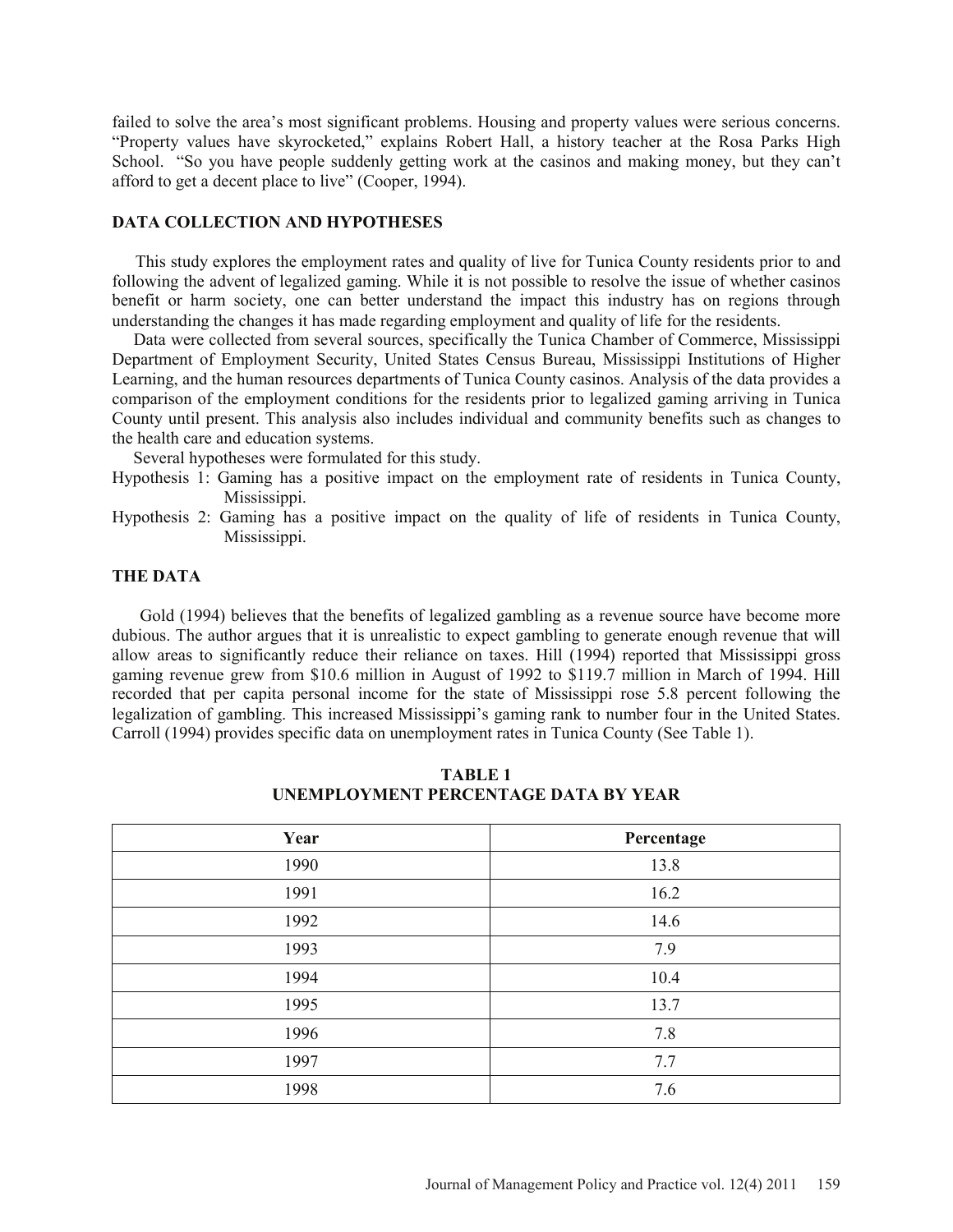failed to solve the area's most significant problems. Housing and property values were serious concerns. "Property values have skyrocketed," explains Robert Hall, a history teacher at the Rosa Parks High School. "So you have people suddenly getting work at the casinos and making money, but they can't afford to get a decent place to live" (Cooper, 1994).

## DATA COLLECTION AND HYPOTHESES

This study explores the employment rates and quality of live for Tunica County residents prior to and following the advent of legalized gaming. While it is not possible to resolve the issue of whether casinos benefit or harm society, one can better understand the impact this industry has on regions through understanding the changes it has made regarding employment and quality of life for the residents.

Data were collected from several sources, specifically the Tunica Chamber of Commerce, Mississippi Department of Employment Security, United States Census Bureau, Mississippi Institutions of Higher Learning, and the human resources departments of Tunica County casinos. Analysis of the data provides a comparison of the employment conditions for the residents prior to legalized gaming arriving in Tunica County until present. This analysis also includes individual and community benefits such as changes to the health care and education systems.

Several hypotheses were formulated for this study.

Hypothesis 1: Gaming has a positive impact on the employment rate of residents in Tunica County, Mississippi.

Hypothesis 2: Gaming has a positive impact on the quality of life of residents in Tunica County, Mississippi.

## THE DATA

Gold (1994) believes that the benefits of legalized gambling as a revenue source have become more dubious. The author argues that it is unrealistic to expect gambling to generate enough revenue that will allow areas to significantly reduce their reliance on taxes. Hill (1994) reported that Mississippi gross gaming revenue grew from $10.6 million in August of 1992 to $119.7 million in March of 1994. Hill recorded that per capita personal income for the state of Mississippi rose 5.8 percent following the legalization of gambling. This increased Mississippi's gaming rank to number four in the United States. Carroll (1994) provides specific data on unemployment rates in Tunica County (See Table 1).

**TABLE 1**
**UNEMPLOYMENT PERCENTAGE DATA BY YEAR**

| Year | Percentage |
|---|---|
| 1990 | 13.8 |
| 1991 | 16.2 |
| 1992 | 14.6 |
| 1993 | 7.9 |
| 1994 | 10.4 |
| 1995 | 13.7 |
| 1996 | 7.8 |
| 1997 | 7.7 |
| 1998 | 7.6 |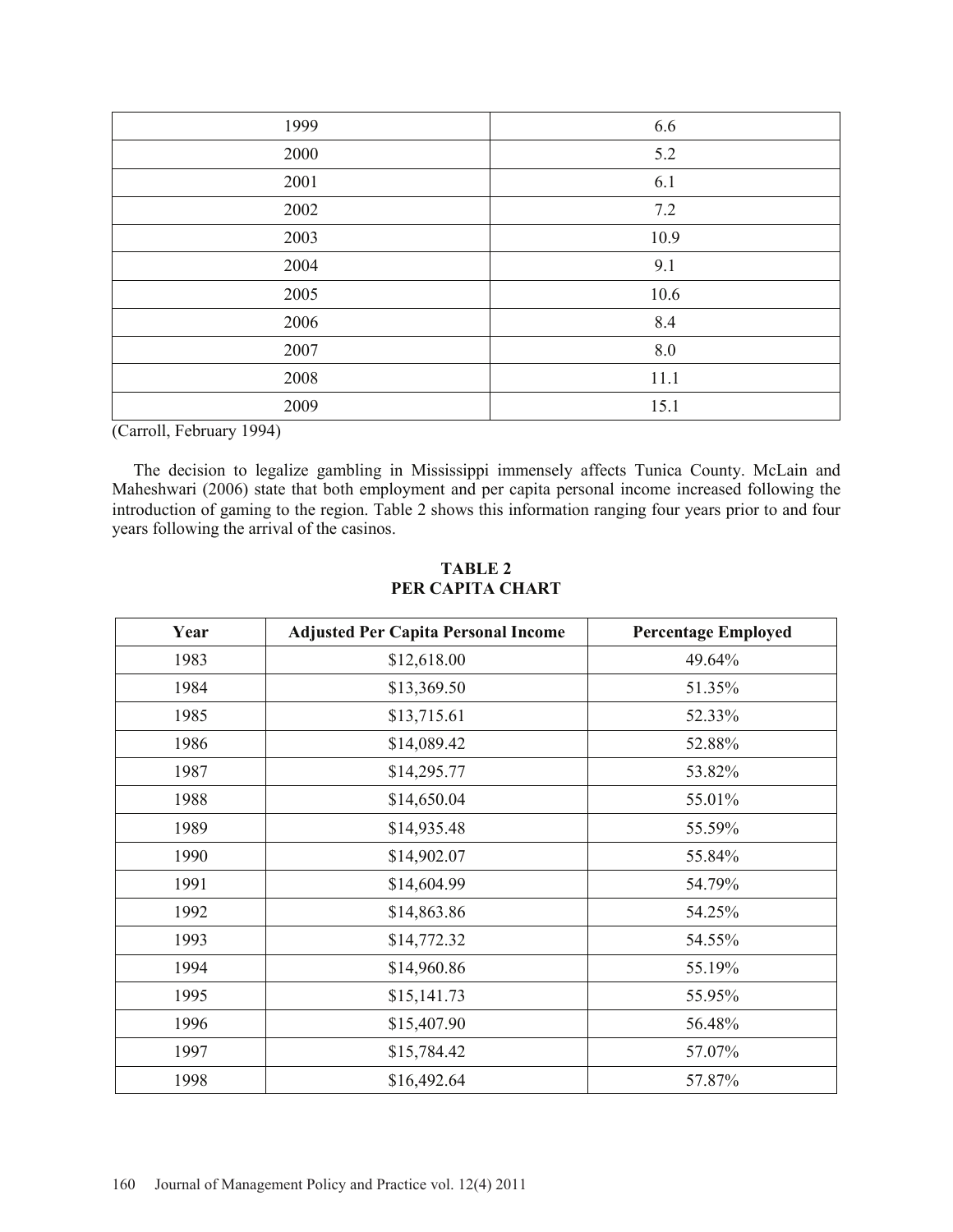| | |
|---|---|
| 1999 | 6.6 |
| 2000 | 5.2 |
| 2001 | 6.1 |
| 2002 | 7.2 |
| 2003 | 10.9 |
| 2004 | 9.1 |
| 2005 | 10.6 |
| 2006 | 8.4 |
| 2007 | 8.0 |
| 2008 | 11.1 |
| 2009 | 15.1 |

(Carroll, February 1994)

The decision to legalize gambling in Mississippi immensely affects Tunica County. McLain and Maheshwari (2006) state that both employment and per capita personal income increased following the introduction of gaming to the region. Table 2 shows this information ranging four years prior to and four years following the arrival of the casinos.

**TABLE 2**
**PER CAPITA CHART**

| Year | Adjusted Per Capita Personal Income | Percentage Employed |
|---|---|---|
| 1983 | $12,618.00 | 49.64% |
| 1984 | $13,369.50 | 51.35% |
| 1985 | $13,715.61 | 52.33% |
| 1986 | $14,089.42 | 52.88% |
| 1987 | $14,295.77 | 53.82% |
| 1988 | $14,650.04 | 55.01% |
| 1989 | $14,935.48 | 55.59% |
| 1990 | $14,902.07 | 55.84% |
| 1991 | $14,604.99 | 54.79% |
| 1992 | $14,863.86 | 54.25% |
| 1993 | $14,772.32 | 54.55% |
| 1994 | $14,960.86 | 55.19% |
| 1995 | $15,141.73 | 55.95% |
| 1996 | $15,407.90 | 56.48% |
| 1997 | $15,784.42 | 57.07% |
| 1998 | $16,492.64 | 57.87% |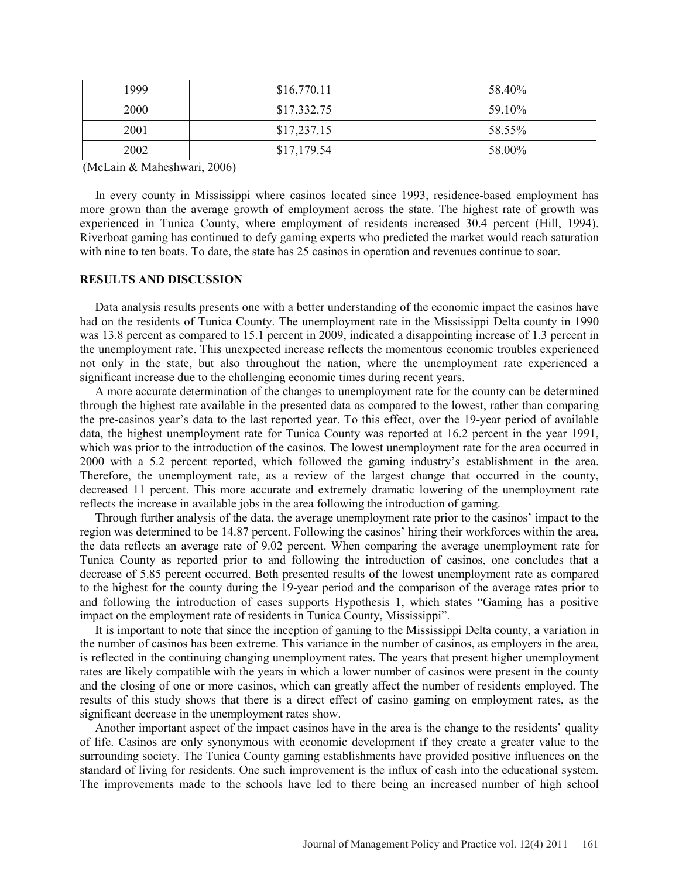| 1999 | $16,770.11 | 58.40% |
|---|---|---|
| 2000 | $17,332.75 | 59.10% |
| 2001 | $17,237.15 | 58.55% |
| 2002 | $17,179.54 | 58.00% |

(McLain & Maheshwari, 2006)

In every county in Mississippi where casinos located since 1993, residence-based employment has more grown than the average growth of employment across the state. The highest rate of growth was experienced in Tunica County, where employment of residents increased 30.4 percent (Hill, 1994). Riverboat gaming has continued to defy gaming experts who predicted the market would reach saturation with nine to ten boats. To date, the state has 25 casinos in operation and revenues continue to soar.

## RESULTS AND DISCUSSION

Data analysis results presents one with a better understanding of the economic impact the casinos have had on the residents of Tunica County. The unemployment rate in the Mississippi Delta county in 1990 was 13.8 percent as compared to 15.1 percent in 2009, indicated a disappointing increase of 1.3 percent in the unemployment rate. This unexpected increase reflects the momentous economic troubles experienced not only in the state, but also throughout the nation, where the unemployment rate experienced a significant increase due to the challenging economic times during recent years.

A more accurate determination of the changes to unemployment rate for the county can be determined through the highest rate available in the presented data as compared to the lowest, rather than comparing the pre-casinos year's data to the last reported year. To this effect, over the 19-year period of available data, the highest unemployment rate for Tunica County was reported at 16.2 percent in the year 1991, which was prior to the introduction of the casinos. The lowest unemployment rate for the area occurred in 2000 with a 5.2 percent reported, which followed the gaming industry's establishment in the area. Therefore, the unemployment rate, as a review of the largest change that occurred in the county, decreased 11 percent. This more accurate and extremely dramatic lowering of the unemployment rate reflects the increase in available jobs in the area following the introduction of gaming.

Through further analysis of the data, the average unemployment rate prior to the casinos' impact to the region was determined to be 14.87 percent. Following the casinos' hiring their workforces within the area, the data reflects an average rate of 9.02 percent. When comparing the average unemployment rate for Tunica County as reported prior to and following the introduction of casinos, one concludes that a decrease of 5.85 percent occurred. Both presented results of the lowest unemployment rate as compared to the highest for the county during the 19-year period and the comparison of the average rates prior to and following the introduction of cases supports Hypothesis 1, which states "Gaming has a positive impact on the employment rate of residents in Tunica County, Mississippi".

It is important to note that since the inception of gaming to the Mississippi Delta county, a variation in the number of casinos has been extreme. This variance in the number of casinos, as employers in the area, is reflected in the continuing changing unemployment rates. The years that present higher unemployment rates are likely compatible with the years in which a lower number of casinos were present in the county and the closing of one or more casinos, which can greatly affect the number of residents employed. The results of this study shows that there is a direct effect of casino gaming on employment rates, as the significant decrease in the unemployment rates show.

Another important aspect of the impact casinos have in the area is the change to the residents' quality of life. Casinos are only synonymous with economic development if they create a greater value to the surrounding society. The Tunica County gaming establishments have provided positive influences on the standard of living for residents. One such improvement is the influx of cash into the educational system. The improvements made to the schools have led to there being an increased number of high school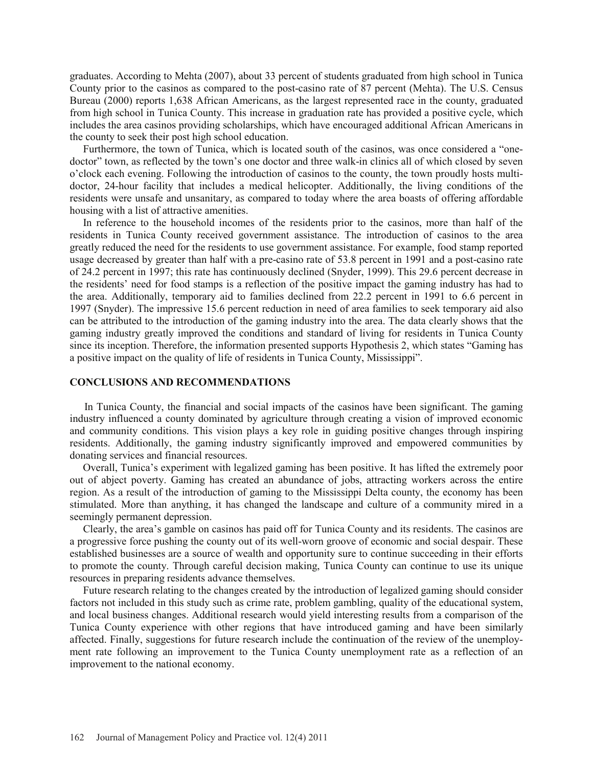graduates. According to Mehta (2007), about 33 percent of students graduated from high school in Tunica County prior to the casinos as compared to the post-casino rate of 87 percent (Mehta). The U.S. Census Bureau (2000) reports 1,638 African Americans, as the largest represented race in the county, graduated from high school in Tunica County. This increase in graduation rate has provided a positive cycle, which includes the area casinos providing scholarships, which have encouraged additional African Americans in the county to seek their post high school education.

Furthermore, the town of Tunica, which is located south of the casinos, was once considered a "one-doctor" town, as reflected by the town's one doctor and three walk-in clinics all of which closed by seven o'clock each evening. Following the introduction of casinos to the county, the town proudly hosts multi-doctor, 24-hour facility that includes a medical helicopter. Additionally, the living conditions of the residents were unsafe and unsanitary, as compared to today where the area boasts of offering affordable housing with a list of attractive amenities.

In reference to the household incomes of the residents prior to the casinos, more than half of the residents in Tunica County received government assistance. The introduction of casinos to the area greatly reduced the need for the residents to use government assistance. For example, food stamp reported usage decreased by greater than half with a pre-casino rate of 53.8 percent in 1991 and a post-casino rate of 24.2 percent in 1997; this rate has continuously declined (Snyder, 1999). This 29.6 percent decrease in the residents' need for food stamps is a reflection of the positive impact the gaming industry has had to the area. Additionally, temporary aid to families declined from 22.2 percent in 1991 to 6.6 percent in 1997 (Snyder). The impressive 15.6 percent reduction in need of area families to seek temporary aid also can be attributed to the introduction of the gaming industry into the area. The data clearly shows that the gaming industry greatly improved the conditions and standard of living for residents in Tunica County since its inception. Therefore, the information presented supports Hypothesis 2, which states "Gaming has a positive impact on the quality of life of residents in Tunica County, Mississippi".

## CONCLUSIONS AND RECOMMENDATIONS

In Tunica County, the financial and social impacts of the casinos have been significant. The gaming industry influenced a county dominated by agriculture through creating a vision of improved economic and community conditions. This vision plays a key role in guiding positive changes through inspiring residents. Additionally, the gaming industry significantly improved and empowered communities by donating services and financial resources.

Overall, Tunica's experiment with legalized gaming has been positive. It has lifted the extremely poor out of abject poverty. Gaming has created an abundance of jobs, attracting workers across the entire region. As a result of the introduction of gaming to the Mississippi Delta county, the economy has been stimulated. More than anything, it has changed the landscape and culture of a community mired in a seemingly permanent depression.

Clearly, the area's gamble on casinos has paid off for Tunica County and its residents. The casinos are a progressive force pushing the county out of its well-worn groove of economic and social despair. These established businesses are a source of wealth and opportunity sure to continue succeeding in their efforts to promote the county. Through careful decision making, Tunica County can continue to use its unique resources in preparing residents advance themselves.

Future research relating to the changes created by the introduction of legalized gaming should consider factors not included in this study such as crime rate, problem gambling, quality of the educational system, and local business changes. Additional research would yield interesting results from a comparison of the Tunica County experience with other regions that have introduced gaming and have been similarly affected. Finally, suggestions for future research include the continuation of the review of the unemployment rate following an improvement to the Tunica County unemployment rate as a reflection of an improvement to the national economy.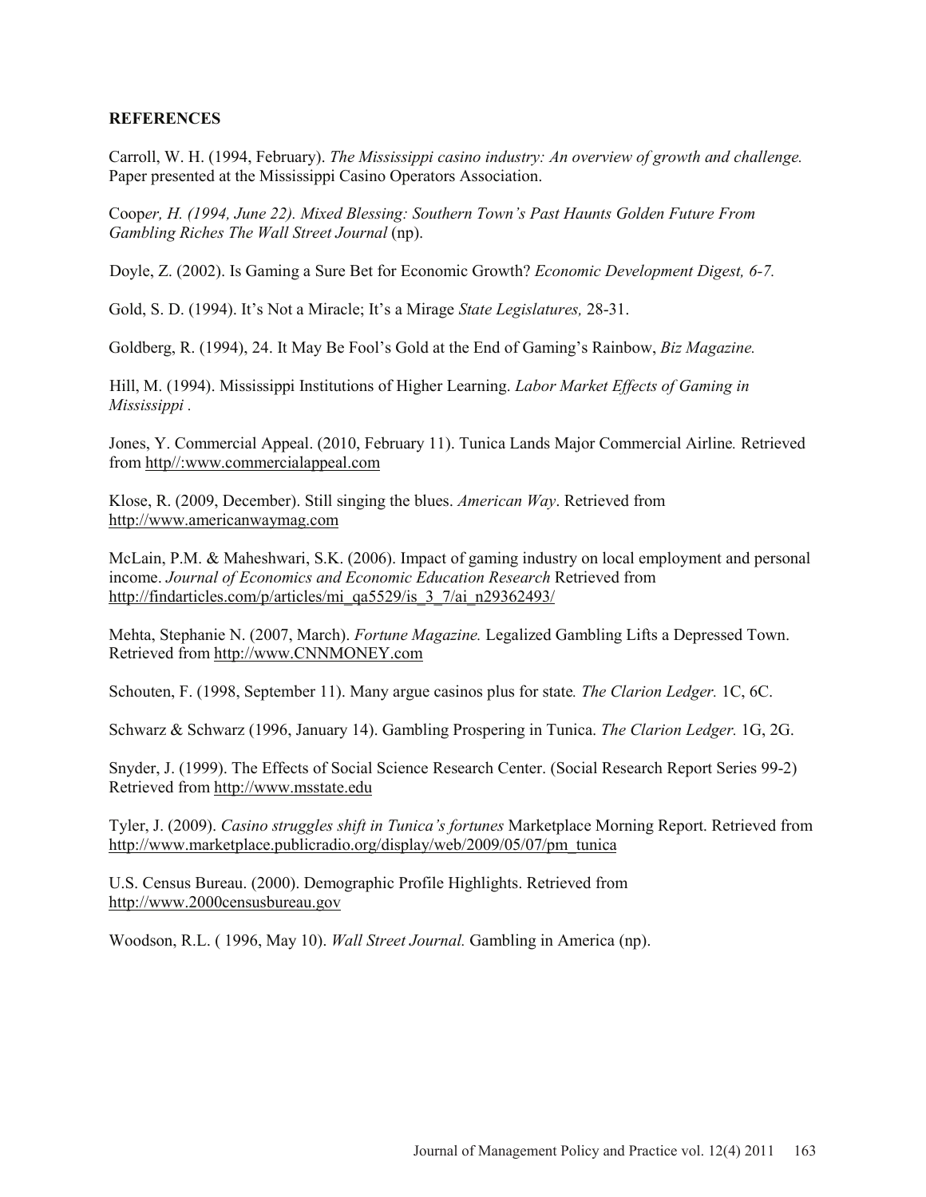## REFERENCES

Carroll, W. H. (1994, February). *The Mississippi casino industry: An overview of growth and challenge.* Paper presented at the Mississippi Casino Operators Association.

Coop*er, H. (1994, June 22). Mixed Blessing: Southern Town's Past Haunts Golden Future From Gambling Riches The Wall Street Journal* (np).

Doyle, Z. (2002). Is Gaming a Sure Bet for Economic Growth? *Economic Development Digest, 6-7.*

Gold, S. D. (1994). It's Not a Miracle; It's a Mirage *State Legislatures,* 28-31.

Goldberg, R. (1994), 24. It May Be Fool's Gold at the End of Gaming's Rainbow, *Biz Magazine.*

Hill, M. (1994). Mississippi Institutions of Higher Learning. *Labor Market Effects of Gaming in Mississippi .*

Jones, Y. Commercial Appeal. (2010, February 11). Tunica Lands Major Commercial Airline*.* Retrieved from http//:www.commercialappeal.com

Klose, R. (2009, December). Still singing the blues. *American Way*. Retrieved from http://www.americanwaymag.com

McLain, P.M. & Maheshwari, S.K. (2006). Impact of gaming industry on local employment and personal income. *Journal of Economics and Economic Education Research* Retrieved from http://findarticles.com/p/articles/mi_qa5529/is_3_7/ai_n29362493/

Mehta, Stephanie N. (2007, March). *Fortune Magazine.* Legalized Gambling Lifts a Depressed Town. Retrieved from http://www.CNNMONEY.com

Schouten, F. (1998, September 11). Many argue casinos plus for state*. The Clarion Ledger.* 1C, 6C.

Schwarz & Schwarz (1996, January 14). Gambling Prospering in Tunica. *The Clarion Ledger.* 1G, 2G.

Snyder, J. (1999). The Effects of Social Science Research Center. (Social Research Report Series 99-2) Retrieved from http://www.msstate.edu

Tyler, J. (2009). *Casino struggles shift in Tunica's fortunes* Marketplace Morning Report. Retrieved from http://www.marketplace.publicradio.org/display/web/2009/05/07/pm_tunica

U.S. Census Bureau. (2000). Demographic Profile Highlights. Retrieved from http://www.2000censusbureau.gov

Woodson, R.L. ( 1996, May 10). *Wall Street Journal.* Gambling in America (np).